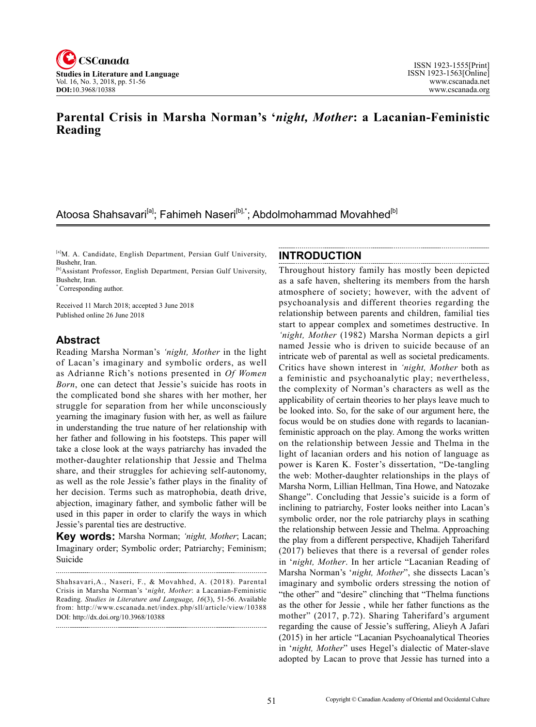# Parental Crisis in Marsha Norman's '*night, Mother*: a Lacanian-Feministic Reading

Atoosa Shahsavari[a]; Fahimeh Naseri[b],*; Abdolmohammad Movahhed[b]

[a]M. A. Candidate, English Department, Persian Gulf University, Bushehr, Iran.
[b]Assistant Professor, English Department, Persian Gulf University, Bushehr, Iran.
*Corresponding author.

Received 11 March 2018; accepted 3 June 2018
Published online 26 June 2018

## Abstract

Reading Marsha Norman's *'night, Mother* in the light of Lacan's imaginary and symbolic orders, as well as Adrianne Rich's notions presented in *Of Women Born*, one can detect that Jessie's suicide has roots in the complicated bond she shares with her mother, her struggle for separation from her while unconsciously yearning the imaginary fusion with her, as well as failure in understanding the true nature of her relationship with her father and following in his footsteps. This paper will take a close look at the ways patriarchy has invaded the mother-daughter relationship that Jessie and Thelma share, and their struggles for achieving self-autonomy, as well as the role Jessie's father plays in the finality of her decision. Terms such as matrophobia, death drive, abjection, imaginary father, and symbolic father will be used in this paper in order to clarify the ways in which Jessie's parental ties are destructive.

**Key words:** Marsha Norman; *'night, Mother*; Lacan; Imaginary order; Symbolic order; Patriarchy; Feminism; Suicide

Shahsavari,A., Naseri, F., & Movahhed, A. (2018). Parental Crisis in Marsha Norman's '*night, Mother*: a Lacanian-Feministic Reading. *Studies in Literature and Language, 16*(3), 51-56. Available from: http://www.cscanada.net/index.php/sll/article/view/10388
DOI: http://dx.doi.org/10.3968/10388

## INTRODUCTION

Throughout history family has mostly been depicted as a safe haven, sheltering its members from the harsh atmosphere of society; however, with the advent of psychoanalysis and different theories regarding the relationship between parents and children, familial ties start to appear complex and sometimes destructive. In *'night, Mother* (1982) Marsha Norman depicts a girl named Jessie who is driven to suicide because of an intricate web of parental as well as societal predicaments. Critics have shown interest in *'night, Mother* both as a feministic and psychoanalytic play; nevertheless, the complexity of Norman's characters as well as the applicability of certain theories to her plays leave much to be looked into. So, for the sake of our argument here, the focus would be on studies done with regards to lacanian-feministic approach on the play. Among the works written on the relationship between Jessie and Thelma in the light of lacanian orders and his notion of language as power is Karen K. Foster's dissertation, "De-tangling the web: Mother-daughter relationships in the plays of Marsha Norm, Lillian Hellman, Tina Howe, and Natozake Shange". Concluding that Jessie's suicide is a form of inclining to patriarchy, Foster looks neither into Lacan's symbolic order, nor the role patriarchy plays in scathing the relationship between Jessie and Thelma. Approaching the play from a different perspective, Khadijeh Taherifard (2017) believes that there is a reversal of gender roles in '*night, Mother*. In her article "Lacanian Reading of Marsha Norman's '*night, Mother*", she dissects Lacan's imaginary and symbolic orders stressing the notion of "the other" and "desire" clinching that "Thelma functions as the other for Jessie , while her father functions as the mother" (2017, p.72). Sharing Taherifard's argument regarding the cause of Jessie's suffering, Alieyh A Jafari (2015) in her article "Lacanian Psychoanalytical Theories in '*night, Mother*" uses Hegel's dialectic of Mater-slave adopted by Lacan to prove that Jessie has turned into a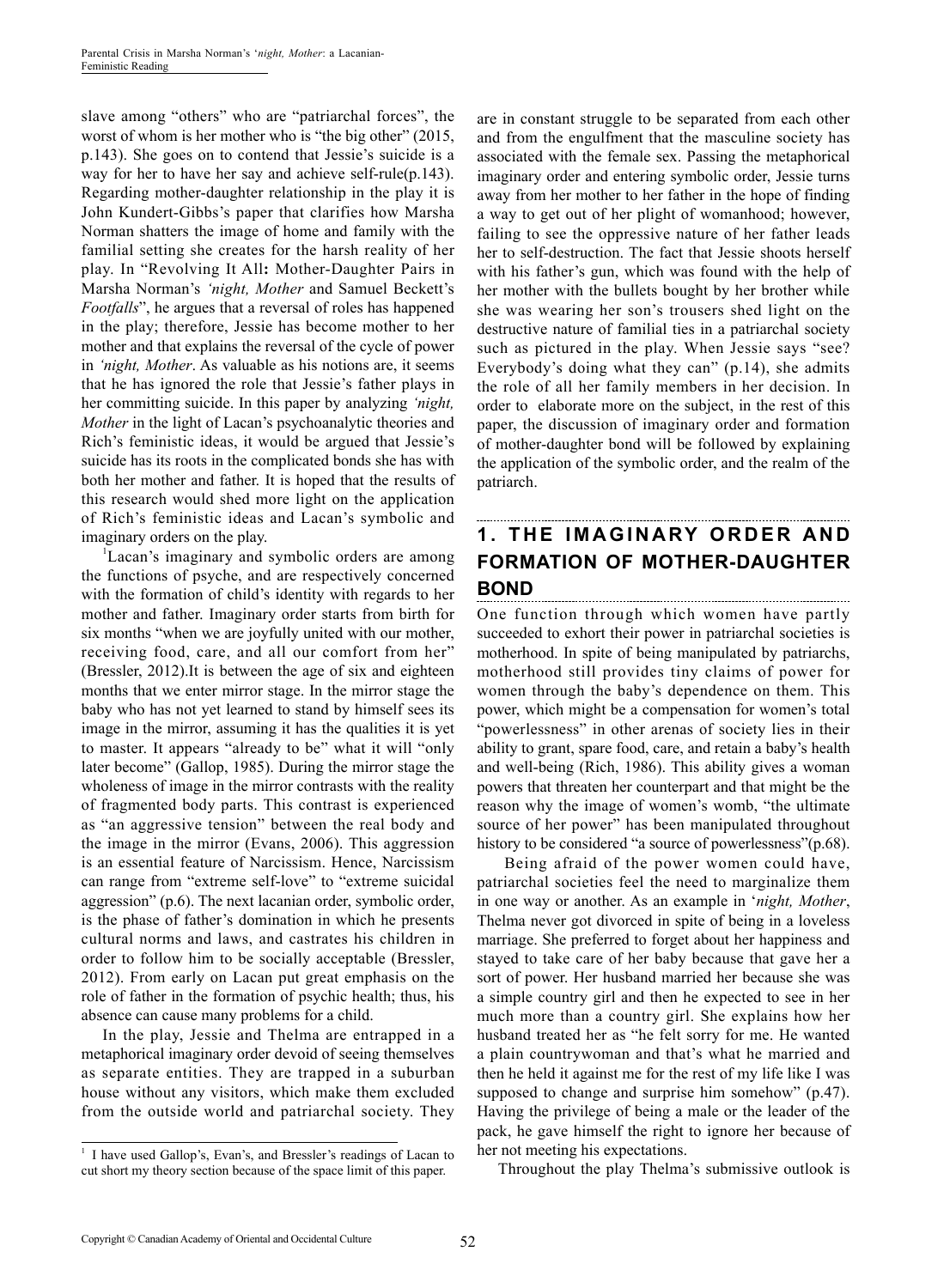slave among "others" who are "patriarchal forces", the worst of whom is her mother who is "the big other" (2015, p.143). She goes on to contend that Jessie's suicide is a way for her to have her say and achieve self-rule(p.143). Regarding mother-daughter relationship in the play it is John Kundert-Gibbs's paper that clarifies how Marsha Norman shatters the image of home and family with the familial setting she creates for the harsh reality of her play. In "Revolving It All**:** Mother-Daughter Pairs in Marsha Norman's *'night, Mother* and Samuel Beckett's *Footfalls*", he argues that a reversal of roles has happened in the play; therefore, Jessie has become mother to her mother and that explains the reversal of the cycle of power in *'night, Mother*. As valuable as his notions are, it seems that he has ignored the role that Jessie's father plays in her committing suicide. In this paper by analyzing *'night, Mother* in the light of Lacan's psychoanalytic theories and Rich's feministic ideas, it would be argued that Jessie's suicide has its roots in the complicated bonds she has with both her mother and father. It is hoped that the results of this research would shed more light on the application of Rich's feministic ideas and Lacan's symbolic and imaginary orders on the play.

[1]Lacan's imaginary and symbolic orders are among the functions of psyche, and are respectively concerned with the formation of child's identity with regards to her mother and father. Imaginary order starts from birth for six months "when we are joyfully united with our mother, receiving food, care, and all our comfort from her" (Bressler, 2012).It is between the age of six and eighteen months that we enter mirror stage. In the mirror stage the baby who has not yet learned to stand by himself sees its image in the mirror, assuming it has the qualities it is yet to master. It appears "already to be" what it will "only later become" (Gallop, 1985). During the mirror stage the wholeness of image in the mirror contrasts with the reality of fragmented body parts. This contrast is experienced as "an aggressive tension" between the real body and the image in the mirror (Evans, 2006). This aggression is an essential feature of Narcissism. Hence, Narcissism can range from "extreme self-love" to "extreme suicidal aggression" (p.6). The next lacanian order, symbolic order, is the phase of father's domination in which he presents cultural norms and laws, and castrates his children in order to follow him to be socially acceptable (Bressler, 2012). From early on Lacan put great emphasis on the role of father in the formation of psychic health; thus, his absence can cause many problems for a child.

In the play, Jessie and Thelma are entrapped in a metaphorical imaginary order devoid of seeing themselves as separate entities. They are trapped in a suburban house without any visitors, which make them excluded from the outside world and patriarchal society. They are in constant struggle to be separated from each other and from the engulfment that the masculine society has associated with the female sex. Passing the metaphorical imaginary order and entering symbolic order, Jessie turns away from her mother to her father in the hope of finding a way to get out of her plight of womanhood; however, failing to see the oppressive nature of her father leads her to self-destruction. The fact that Jessie shoots herself with his father's gun, which was found with the help of her mother with the bullets bought by her brother while she was wearing her son's trousers shed light on the destructive nature of familial ties in a patriarchal society such as pictured in the play. When Jessie says "see? Everybody's doing what they can" (p.14), she admits the role of all her family members in her decision. In order to elaborate more on the subject, in the rest of this paper, the discussion of imaginary order and formation of mother-daughter bond will be followed by explaining the application of the symbolic order, and the realm of the patriarch.

## 1. THE IMAGINARY ORDER AND FORMATION OF MOTHER-DAUGHTER BOND

One function through which women have partly succeeded to exhort their power in patriarchal societies is motherhood. In spite of being manipulated by patriarchs, motherhood still provides tiny claims of power for women through the baby's dependence on them. This power, which might be a compensation for women's total "powerlessness" in other arenas of society lies in their ability to grant, spare food, care, and retain a baby's health and well-being (Rich, 1986). This ability gives a woman powers that threaten her counterpart and that might be the reason why the image of women's womb, "the ultimate source of her power" has been manipulated throughout history to be considered "a source of powerlessness"(p.68).

Being afraid of the power women could have, patriarchal societies feel the need to marginalize them in one way or another. As an example in '*night, Mother*, Thelma never got divorced in spite of being in a loveless marriage. She preferred to forget about her happiness and stayed to take care of her baby because that gave her a sort of power. Her husband married her because she was a simple country girl and then he expected to see in her much more than a country girl. She explains how her husband treated her as "he felt sorry for me. He wanted a plain countrywoman and that's what he married and then he held it against me for the rest of my life like I was supposed to change and surprise him somehow" (p.47). Having the privilege of being a male or the leader of the pack, he gave himself the right to ignore her because of her not meeting his expectations.

Throughout the play Thelma's submissive outlook is

[1] I have used Gallop's, Evan's, and Bressler's readings of Lacan to cut short my theory section because of the space limit of this paper.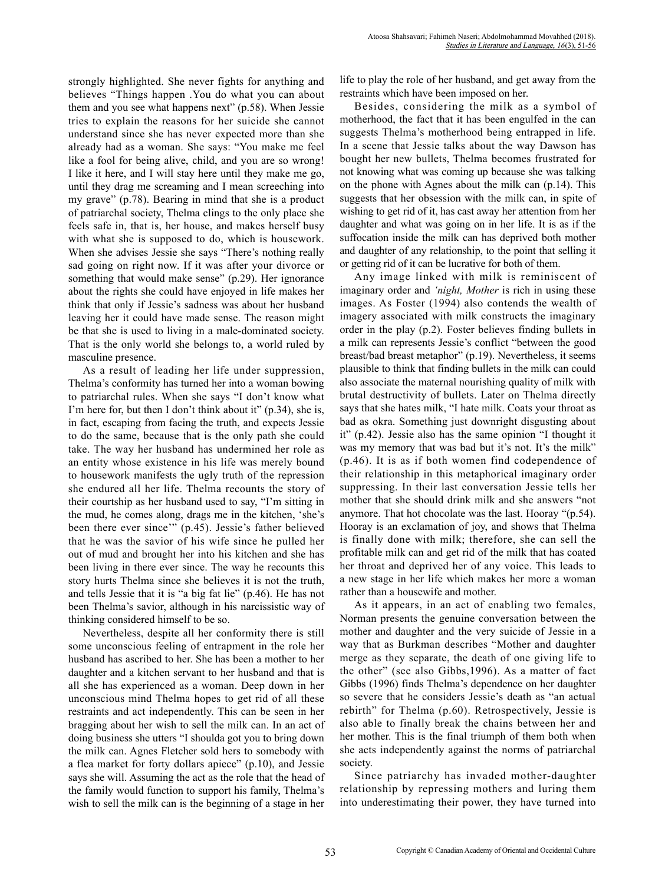strongly highlighted. She never fights for anything and believes "Things happen .You do what you can about them and you see what happens next" (p.58). When Jessie tries to explain the reasons for her suicide she cannot understand since she has never expected more than she already had as a woman. She says: "You make me feel like a fool for being alive, child, and you are so wrong! I like it here, and I will stay here until they make me go, until they drag me screaming and I mean screeching into my grave" (p.78). Bearing in mind that she is a product of patriarchal society, Thelma clings to the only place she feels safe in, that is, her house, and makes herself busy with what she is supposed to do, which is housework. When she advises Jessie she says "There's nothing really sad going on right now. If it was after your divorce or something that would make sense" (p.29). Her ignorance about the rights she could have enjoyed in life makes her think that only if Jessie's sadness was about her husband leaving her it could have made sense. The reason might be that she is used to living in a male-dominated society. That is the only world she belongs to, a world ruled by masculine presence.

As a result of leading her life under suppression, Thelma's conformity has turned her into a woman bowing to patriarchal rules. When she says "I don't know what I'm here for, but then I don't think about it" (p.34), she is, in fact, escaping from facing the truth, and expects Jessie to do the same, because that is the only path she could take. The way her husband has undermined her role as an entity whose existence in his life was merely bound to housework manifests the ugly truth of the repression she endured all her life. Thelma recounts the story of their courtship as her husband used to say, "I'm sitting in the mud, he comes along, drags me in the kitchen, 'she's been there ever since'" (p.45). Jessie's father believed that he was the savior of his wife since he pulled her out of mud and brought her into his kitchen and she has been living in there ever since. The way he recounts this story hurts Thelma since she believes it is not the truth, and tells Jessie that it is "a big fat lie" (p.46). He has not been Thelma's savior, although in his narcissistic way of thinking considered himself to be so.

Nevertheless, despite all her conformity there is still some unconscious feeling of entrapment in the role her husband has ascribed to her. She has been a mother to her daughter and a kitchen servant to her husband and that is all she has experienced as a woman. Deep down in her unconscious mind Thelma hopes to get rid of all these restraints and act independently. This can be seen in her bragging about her wish to sell the milk can. In an act of doing business she utters "I shoulda got you to bring down the milk can. Agnes Fletcher sold hers to somebody with a flea market for forty dollars apiece" (p.10), and Jessie says she will. Assuming the act as the role that the head of the family would function to support his family, Thelma's wish to sell the milk can is the beginning of a stage in her life to play the role of her husband, and get away from the restraints which have been imposed on her.

Besides, considering the milk as a symbol of motherhood, the fact that it has been engulfed in the can suggests Thelma's motherhood being entrapped in life. In a scene that Jessie talks about the way Dawson has bought her new bullets, Thelma becomes frustrated for not knowing what was coming up because she was talking on the phone with Agnes about the milk can (p.14). This suggests that her obsession with the milk can, in spite of wishing to get rid of it, has cast away her attention from her daughter and what was going on in her life. It is as if the suffocation inside the milk can has deprived both mother and daughter of any relationship, to the point that selling it or getting rid of it can be lucrative for both of them.

Any image linked with milk is reminiscent of imaginary order and *'night, Mother* is rich in using these images. As Foster (1994) also contends the wealth of imagery associated with milk constructs the imaginary order in the play (p.2). Foster believes finding bullets in a milk can represents Jessie's conflict "between the good breast/bad breast metaphor" (p.19). Nevertheless, it seems plausible to think that finding bullets in the milk can could also associate the maternal nourishing quality of milk with brutal destructivity of bullets. Later on Thelma directly says that she hates milk, "I hate milk. Coats your throat as bad as okra. Something just downright disgusting about it" (p.42). Jessie also has the same opinion "I thought it was my memory that was bad but it's not. It's the milk" (p.46). It is as if both women find codependence of their relationship in this metaphorical imaginary order suppressing. In their last conversation Jessie tells her mother that she should drink milk and she answers "not anymore. That hot chocolate was the last. Hooray "(p.54). Hooray is an exclamation of joy, and shows that Thelma is finally done with milk; therefore, she can sell the profitable milk can and get rid of the milk that has coated her throat and deprived her of any voice. This leads to a new stage in her life which makes her more a woman rather than a housewife and mother.

As it appears, in an act of enabling two females, Norman presents the genuine conversation between the mother and daughter and the very suicide of Jessie in a way that as Burkman describes "Mother and daughter merge as they separate, the death of one giving life to the other" (see also Gibbs,1996). As a matter of fact Gibbs (1996) finds Thelma's dependence on her daughter so severe that he considers Jessie's death as "an actual rebirth" for Thelma (p.60). Retrospectively, Jessie is also able to finally break the chains between her and her mother. This is the final triumph of them both when she acts independently against the norms of patriarchal society.

Since patriarchy has invaded mother-daughter relationship by repressing mothers and luring them into underestimating their power, they have turned into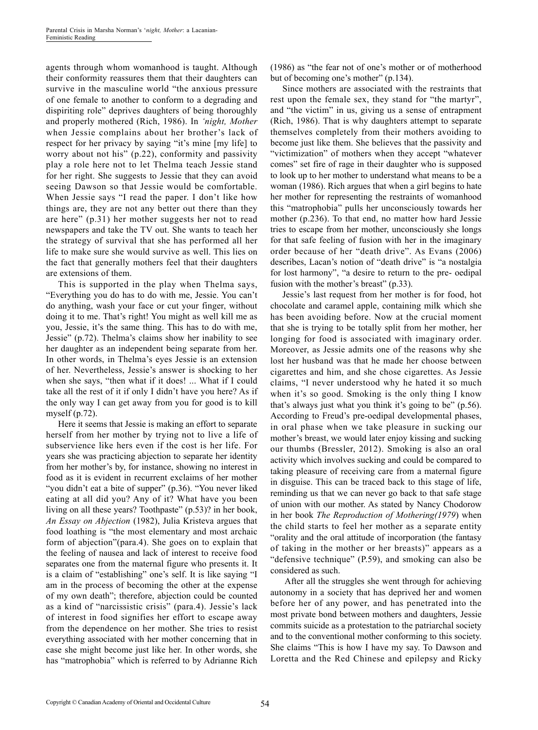agents through whom womanhood is taught. Although their conformity reassures them that their daughters can survive in the masculine world "the anxious pressure of one female to another to conform to a degrading and dispiriting role" deprives daughters of being thoroughly and properly mothered (Rich, 1986). In *'night, Mother* when Jessie complains about her brother's lack of respect for her privacy by saying "it's mine [my life] to worry about not his" (p.22), conformity and passivity play a role here not to let Thelma teach Jessie stand for her right. She suggests to Jessie that they can avoid seeing Dawson so that Jessie would be comfortable. When Jessie says "I read the paper. I don't like how things are, they are not any better out there than they are here" (p.31) her mother suggests her not to read newspapers and take the TV out. She wants to teach her the strategy of survival that she has performed all her life to make sure she would survive as well. This lies on the fact that generally mothers feel that their daughters are extensions of them.

This is supported in the play when Thelma says, "Everything you do has to do with me, Jessie. You can't do anything, wash your face or cut your finger, without doing it to me. That's right! You might as well kill me as you, Jessie, it's the same thing. This has to do with me, Jessie" (p.72). Thelma's claims show her inability to see her daughter as an independent being separate from her. In other words, in Thelma's eyes Jessie is an extension of her. Nevertheless, Jessie's answer is shocking to her when she says, "then what if it does! ... What if I could take all the rest of it if only I didn't have you here? As if the only way I can get away from you for good is to kill myself (p.72).

Here it seems that Jessie is making an effort to separate herself from her mother by trying not to live a life of subservience like hers even if the cost is her life. For years she was practicing abjection to separate her identity from her mother's by, for instance, showing no interest in food as it is evident in recurrent exclaims of her mother "you didn't eat a bite of supper" (p.36). "You never liked eating at all did you? Any of it? What have you been living on all these years? Toothpaste" (p.53)? in her book, *An Essay on Abjection* (1982), Julia Kristeva argues that food loathing is "the most elementary and most archaic form of abjection"(para.4). She goes on to explain that the feeling of nausea and lack of interest to receive food separates one from the maternal figure who presents it. It is a claim of "establishing" one's self. It is like saying "I am in the process of becoming the other at the expense of my own death"; therefore, abjection could be counted as a kind of "narcissistic crisis" (para.4). Jessie's lack of interest in food signifies her effort to escape away from the dependence on her mother. She tries to resist everything associated with her mother concerning that in case she might become just like her. In other words, she has "matrophobia" which is referred to by Adrianne Rich (1986) as "the fear not of one's mother or of motherhood but of becoming one's mother" (p.134).

Since mothers are associated with the restraints that rest upon the female sex, they stand for "the martyr", and "the victim" in us, giving us a sense of entrapment (Rich, 1986). That is why daughters attempt to separate themselves completely from their mothers avoiding to become just like them. She believes that the passivity and "victimization" of mothers when they accept "whatever comes" set fire of rage in their daughter who is supposed to look up to her mother to understand what means to be a woman (1986). Rich argues that when a girl begins to hate her mother for representing the restraints of womanhood this "matrophobia" pulls her unconsciously towards her mother (p.236). To that end, no matter how hard Jessie tries to escape from her mother, unconsciously she longs for that safe feeling of fusion with her in the imaginary order because of her "death drive". As Evans (2006) describes, Lacan's notion of "death drive" is "a nostalgia for lost harmony", "a desire to return to the pre- oedipal fusion with the mother's breast" (p.33).

Jessie's last request from her mother is for food, hot chocolate and caramel apple, containing milk which she has been avoiding before. Now at the crucial moment that she is trying to be totally split from her mother, her longing for food is associated with imaginary order. Moreover, as Jessie admits one of the reasons why she lost her husband was that he made her choose between cigarettes and him, and she chose cigarettes. As Jessie claims, "I never understood why he hated it so much when it's so good. Smoking is the only thing I know that's always just what you think it's going to be" (p.56). According to Freud's pre-oedipal developmental phases, in oral phase when we take pleasure in sucking our mother's breast, we would later enjoy kissing and sucking our thumbs (Bressler, 2012). Smoking is also an oral activity which involves sucking and could be compared to taking pleasure of receiving care from a maternal figure in disguise. This can be traced back to this stage of life, reminding us that we can never go back to that safe stage of union with our mother. As stated by Nancy Chodorow in her book *The Reproduction of Mothering(1979*) when the child starts to feel her mother as a separate entity "orality and the oral attitude of incorporation (the fantasy of taking in the mother or her breasts)" appears as a "defensive technique" (P.59), and smoking can also be considered as such.

After all the struggles she went through for achieving autonomy in a society that has deprived her and women before her of any power, and has penetrated into the most private bond between mothers and daughters, Jessie commits suicide as a protestation to the patriarchal society and to the conventional mother conforming to this society. She claims "This is how I have my say. To Dawson and Loretta and the Red Chinese and epilepsy and Ricky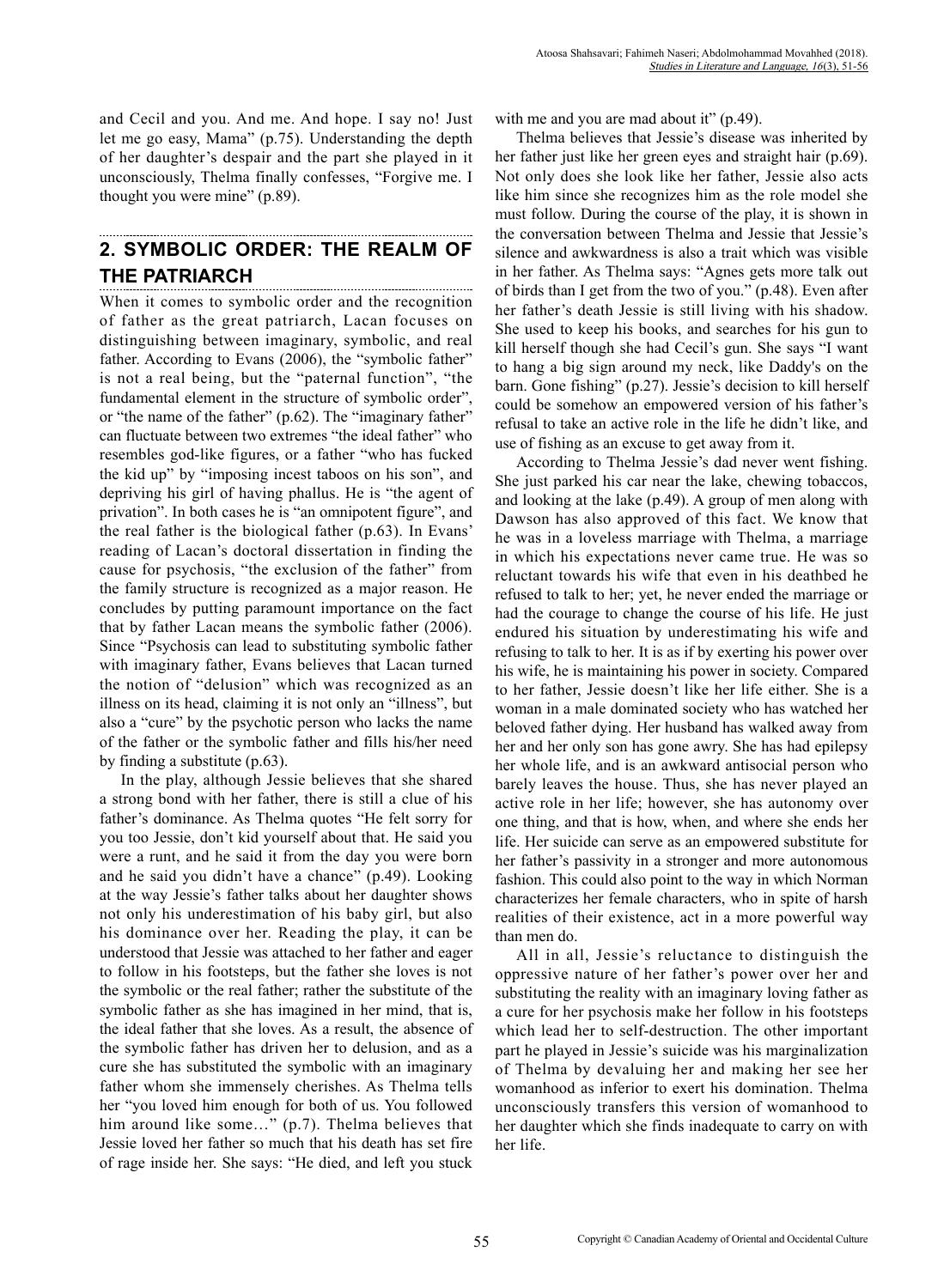and Cecil and you. And me. And hope. I say no! Just let me go easy, Mama" (p.75). Understanding the depth of her daughter's despair and the part she played in it unconsciously, Thelma finally confesses, "Forgive me. I thought you were mine" (p.89).

## 2. SYMBOLIC ORDER: THE REALM OF THE PATRIARCH

When it comes to symbolic order and the recognition of father as the great patriarch, Lacan focuses on distinguishing between imaginary, symbolic, and real father. According to Evans (2006), the "symbolic father" is not a real being, but the "paternal function", "the fundamental element in the structure of symbolic order", or "the name of the father" (p.62). The "imaginary father" can fluctuate between two extremes "the ideal father" who resembles god-like figures, or a father "who has fucked the kid up" by "imposing incest taboos on his son", and depriving his girl of having phallus. He is "the agent of privation". In both cases he is "an omnipotent figure", and the real father is the biological father (p.63). In Evans' reading of Lacan's doctoral dissertation in finding the cause for psychosis, "the exclusion of the father" from the family structure is recognized as a major reason. He concludes by putting paramount importance on the fact that by father Lacan means the symbolic father (2006). Since "Psychosis can lead to substituting symbolic father with imaginary father, Evans believes that Lacan turned the notion of "delusion" which was recognized as an illness on its head, claiming it is not only an "illness", but also a "cure" by the psychotic person who lacks the name of the father or the symbolic father and fills his/her need by finding a substitute (p.63).

In the play, although Jessie believes that she shared a strong bond with her father, there is still a clue of his father's dominance. As Thelma quotes "He felt sorry for you too Jessie, don't kid yourself about that. He said you were a runt, and he said it from the day you were born and he said you didn't have a chance" (p.49). Looking at the way Jessie's father talks about her daughter shows not only his underestimation of his baby girl, but also his dominance over her. Reading the play, it can be understood that Jessie was attached to her father and eager to follow in his footsteps, but the father she loves is not the symbolic or the real father; rather the substitute of the symbolic father as she has imagined in her mind, that is, the ideal father that she loves. As a result, the absence of the symbolic father has driven her to delusion, and as a cure she has substituted the symbolic with an imaginary father whom she immensely cherishes. As Thelma tells her "you loved him enough for both of us. You followed him around like some…" (p.7). Thelma believes that Jessie loved her father so much that his death has set fire of rage inside her. She says: "He died, and left you stuck with me and you are mad about it" (p.49).

Thelma believes that Jessie's disease was inherited by her father just like her green eyes and straight hair (p.69). Not only does she look like her father, Jessie also acts like him since she recognizes him as the role model she must follow. During the course of the play, it is shown in the conversation between Thelma and Jessie that Jessie's silence and awkwardness is also a trait which was visible in her father. As Thelma says: "Agnes gets more talk out of birds than I get from the two of you." (p.48). Even after her father's death Jessie is still living with his shadow. She used to keep his books, and searches for his gun to kill herself though she had Cecil's gun. She says "I want to hang a big sign around my neck, like Daddy's on the barn. Gone fishing" (p.27). Jessie's decision to kill herself could be somehow an empowered version of his father's refusal to take an active role in the life he didn't like, and use of fishing as an excuse to get away from it.

According to Thelma Jessie's dad never went fishing. She just parked his car near the lake, chewing tobaccos, and looking at the lake (p.49). A group of men along with Dawson has also approved of this fact. We know that he was in a loveless marriage with Thelma, a marriage in which his expectations never came true. He was so reluctant towards his wife that even in his deathbed he refused to talk to her; yet, he never ended the marriage or had the courage to change the course of his life. He just endured his situation by underestimating his wife and refusing to talk to her. It is as if by exerting his power over his wife, he is maintaining his power in society. Compared to her father, Jessie doesn't like her life either. She is a woman in a male dominated society who has watched her beloved father dying. Her husband has walked away from her and her only son has gone awry. She has had epilepsy her whole life, and is an awkward antisocial person who barely leaves the house. Thus, she has never played an active role in her life; however, she has autonomy over one thing, and that is how, when, and where she ends her life. Her suicide can serve as an empowered substitute for her father's passivity in a stronger and more autonomous fashion. This could also point to the way in which Norman characterizes her female characters, who in spite of harsh realities of their existence, act in a more powerful way than men do.

All in all, Jessie's reluctance to distinguish the oppressive nature of her father's power over her and substituting the reality with an imaginary loving father as a cure for her psychosis make her follow in his footsteps which lead her to self-destruction. The other important part he played in Jessie's suicide was his marginalization of Thelma by devaluing her and making her see her womanhood as inferior to exert his domination. Thelma unconsciously transfers this version of womanhood to her daughter which she finds inadequate to carry on with her life.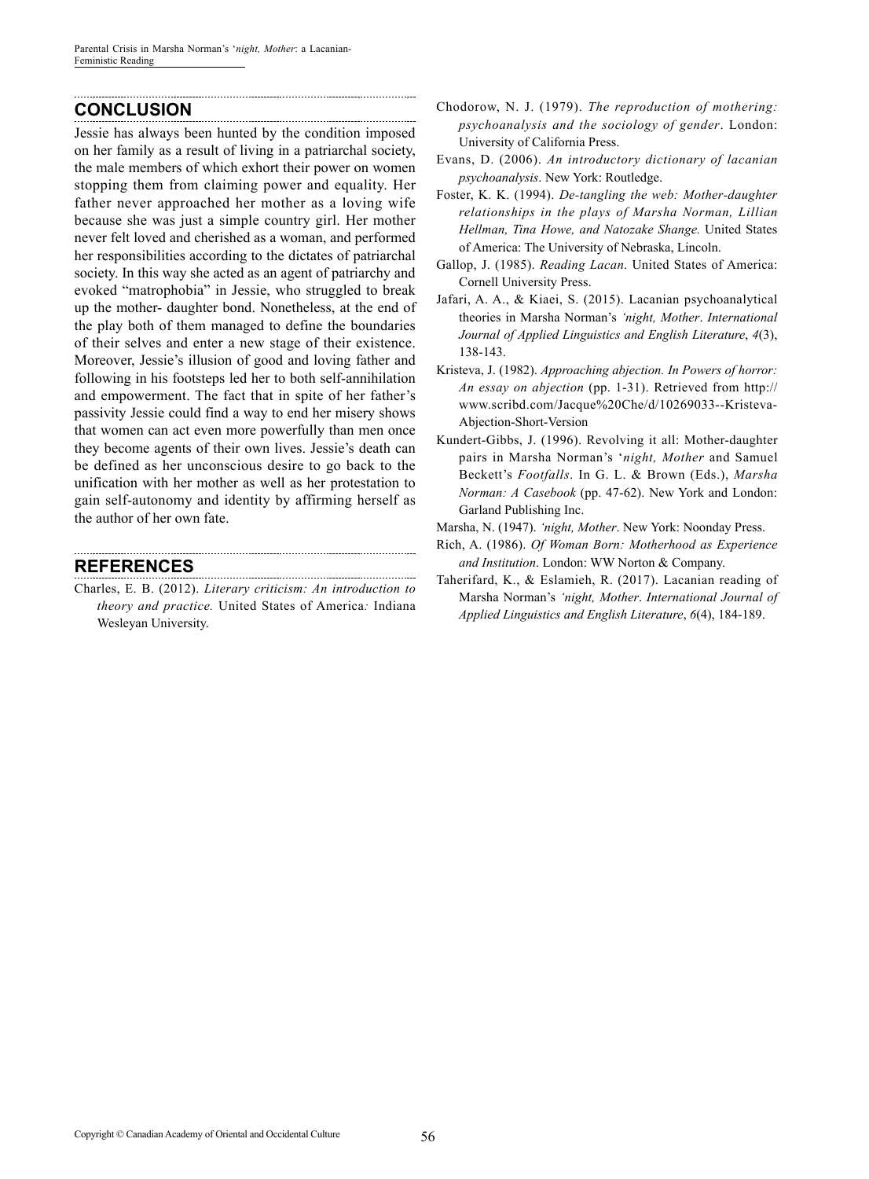## CONCLUSION

Jessie has always been hunted by the condition imposed on her family as a result of living in a patriarchal society, the male members of which exhort their power on women stopping them from claiming power and equality. Her father never approached her mother as a loving wife because she was just a simple country girl. Her mother never felt loved and cherished as a woman, and performed her responsibilities according to the dictates of patriarchal society. In this way she acted as an agent of patriarchy and evoked "matrophobia" in Jessie, who struggled to break up the mother- daughter bond. Nonetheless, at the end of the play both of them managed to define the boundaries of their selves and enter a new stage of their existence. Moreover, Jessie's illusion of good and loving father and following in his footsteps led her to both self-annihilation and empowerment. The fact that in spite of her father's passivity Jessie could find a way to end her misery shows that women can act even more powerfully than men once they become agents of their own lives. Jessie's death can be defined as her unconscious desire to go back to the unification with her mother as well as her protestation to gain self-autonomy and identity by affirming herself as the author of her own fate.

## REFERENCES

Charles, E. B. (2012). *Literary criticism: An introduction to theory and practice.* United States of America*:* Indiana Wesleyan University.

Chodorow, N. J. (1979). *The reproduction of mothering: psychoanalysis and the sociology of gender*. London: University of California Press.

Evans, D. (2006). *An introductory dictionary of lacanian psychoanalysis*. New York: Routledge.

Foster, K. K. (1994). *De-tangling the web: Mother-daughter relationships in the plays of Marsha Norman, Lillian Hellman, Tina Howe, and Natozake Shange.* United States of America: The University of Nebraska, Lincoln.

Gallop, J. (1985). *Reading Lacan*. United States of America: Cornell University Press.

Jafari, A. A., & Kiaei, S. (2015). Lacanian psychoanalytical theories in Marsha Norman's *'night, Mother*. *International Journal of Applied Linguistics and English Literature*, *4*(3), 138-143.

Kristeva, J. (1982). *Approaching abjection. In Powers of horror: An essay on abjection* (pp. 1-31). Retrieved from http://www.scribd.com/Jacque%20Che/d/10269033--Kristeva-Abjection-Short-Version

Kundert-Gibbs, J. (1996). Revolving it all: Mother-daughter pairs in Marsha Norman's '*night, Mother* and Samuel Beckett's *Footfalls*. In G. L. & Brown (Eds.), *Marsha Norman: A Casebook* (pp. 47-62). New York and London: Garland Publishing Inc.

Marsha, N. (1947). *'night, Mother*. New York: Noonday Press.

Rich, A. (1986). *Of Woman Born: Motherhood as Experience and Institution*. London: WW Norton & Company.

Taherifard, K., & Eslamieh, R. (2017). Lacanian reading of Marsha Norman's *'night, Mother*. *International Journal of Applied Linguistics and English Literature*, *6*(4), 184-189.